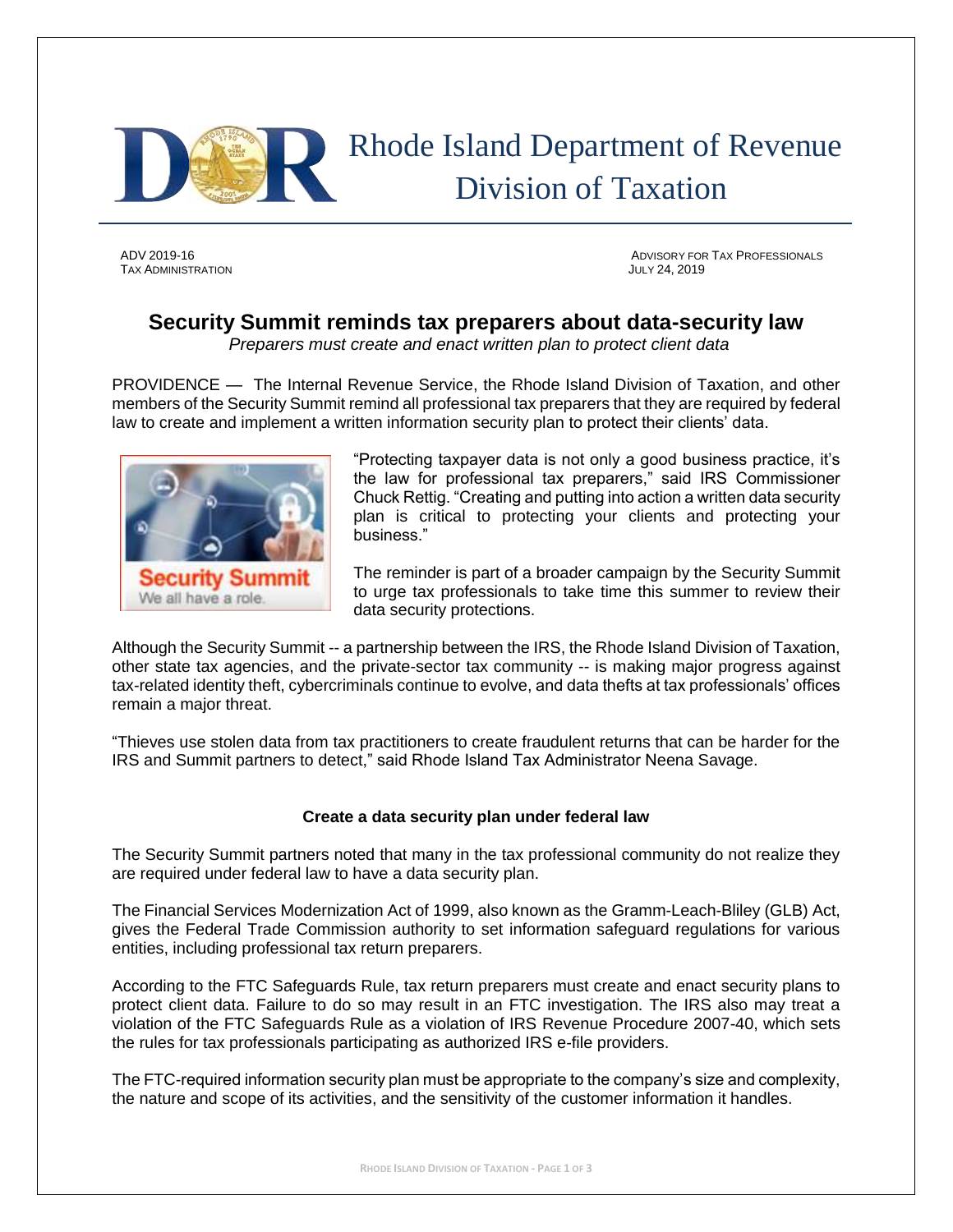# Rhode Island Department of Revenue Division of Taxation

ADV 2019-16
TAX ADMINISTRATION

ADVISORY FOR TAX PROFESSIONALS
JULY 24, 2019

## Security Summit reminds tax preparers about data-security law

*Preparers must create and enact written plan to protect client data*

PROVIDENCE — The Internal Revenue Service, the Rhode Island Division of Taxation, and other members of the Security Summit remind all professional tax preparers that they are required by federal law to create and implement a written information security plan to protect their clients' data.

"Protecting taxpayer data is not only a good business practice, it's the law for professional tax preparers," said IRS Commissioner Chuck Rettig. "Creating and putting into action a written data security plan is critical to protecting your clients and protecting your business."

The reminder is part of a broader campaign by the Security Summit to urge tax professionals to take time this summer to review their data security protections.

Although the Security Summit -- a partnership between the IRS, the Rhode Island Division of Taxation, other state tax agencies, and the private-sector tax community -- is making major progress against tax-related identity theft, cybercriminals continue to evolve, and data thefts at tax professionals' offices remain a major threat.

"Thieves use stolen data from tax practitioners to create fraudulent returns that can be harder for the IRS and Summit partners to detect," said Rhode Island Tax Administrator Neena Savage.

### Create a data security plan under federal law

The Security Summit partners noted that many in the tax professional community do not realize they are required under federal law to have a data security plan.

The Financial Services Modernization Act of 1999, also known as the Gramm-Leach-Bliley (GLB) Act, gives the Federal Trade Commission authority to set information safeguard regulations for various entities, including professional tax return preparers.

According to the FTC Safeguards Rule, tax return preparers must create and enact security plans to protect client data. Failure to do so may result in an FTC investigation. The IRS also may treat a violation of the FTC Safeguards Rule as a violation of IRS Revenue Procedure 2007-40, which sets the rules for tax professionals participating as authorized IRS e-file providers.

The FTC-required information security plan must be appropriate to the company's size and complexity, the nature and scope of its activities, and the sensitivity of the customer information it handles.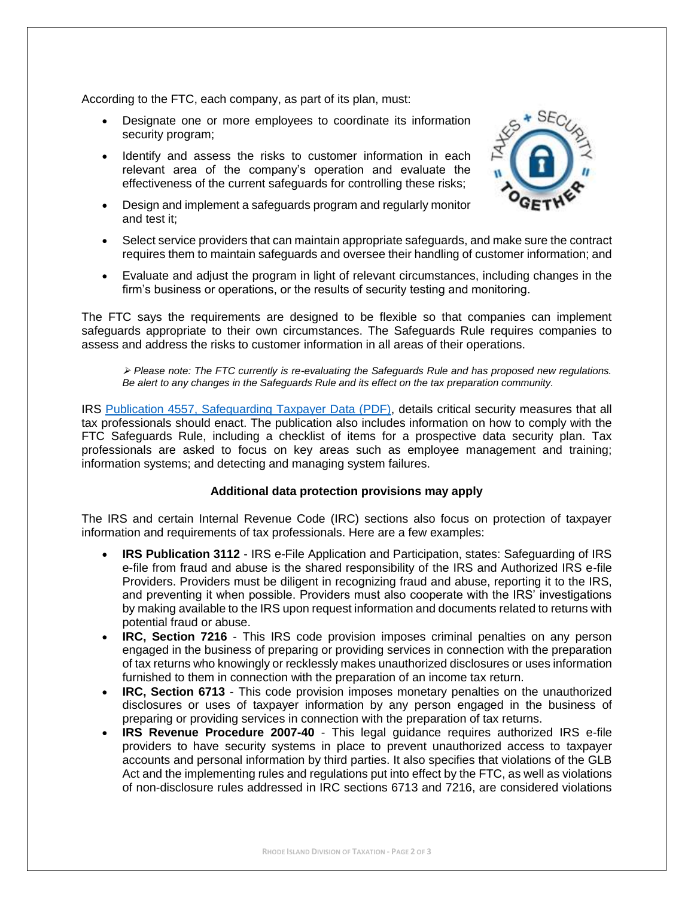According to the FTC, each company, as part of its plan, must:

- Designate one or more employees to coordinate its information security program;
- Identify and assess the risks to customer information in each relevant area of the company's operation and evaluate the effectiveness of the current safeguards for controlling these risks;
- Design and implement a safeguards program and regularly monitor and test it;
- Select service providers that can maintain appropriate safeguards, and make sure the contract requires them to maintain safeguards and oversee their handling of customer information; and
- Evaluate and adjust the program in light of relevant circumstances, including changes in the firm's business or operations, or the results of security testing and monitoring.

The FTC says the requirements are designed to be flexible so that companies can implement safeguards appropriate to their own circumstances. The Safeguards Rule requires companies to assess and address the risks to customer information in all areas of their operations.

> ➢ *Please note: The FTC currently is re-evaluating the Safeguards Rule and has proposed new regulations. Be alert to any changes in the Safeguards Rule and its effect on the tax preparation community.*

IRS [Publication 4557, Safeguarding Taxpayer Data (PDF)](), details critical security measures that all tax professionals should enact. The publication also includes information on how to comply with the FTC Safeguards Rule, including a checklist of items for a prospective data security plan. Tax professionals are asked to focus on key areas such as employee management and training; information systems; and detecting and managing system failures.

**Additional data protection provisions may apply**

The IRS and certain Internal Revenue Code (IRC) sections also focus on protection of taxpayer information and requirements of tax professionals. Here are a few examples:

- **IRS Publication 3112** - IRS e-File Application and Participation, states: Safeguarding of IRS e-file from fraud and abuse is the shared responsibility of the IRS and Authorized IRS e-file Providers. Providers must be diligent in recognizing fraud and abuse, reporting it to the IRS, and preventing it when possible. Providers must also cooperate with the IRS' investigations by making available to the IRS upon request information and documents related to returns with potential fraud or abuse.
- **IRC, Section 7216** - This IRS code provision imposes criminal penalties on any person engaged in the business of preparing or providing services in connection with the preparation of tax returns who knowingly or recklessly makes unauthorized disclosures or uses information furnished to them in connection with the preparation of an income tax return.
- **IRC, Section 6713** - This code provision imposes monetary penalties on the unauthorized disclosures or uses of taxpayer information by any person engaged in the business of preparing or providing services in connection with the preparation of tax returns.
- **IRS Revenue Procedure 2007-40** - This legal guidance requires authorized IRS e-file providers to have security systems in place to prevent unauthorized access to taxpayer accounts and personal information by third parties. It also specifies that violations of the GLB Act and the implementing rules and regulations put into effect by the FTC, as well as violations of non-disclosure rules addressed in IRC sections 6713 and 7216, are considered violations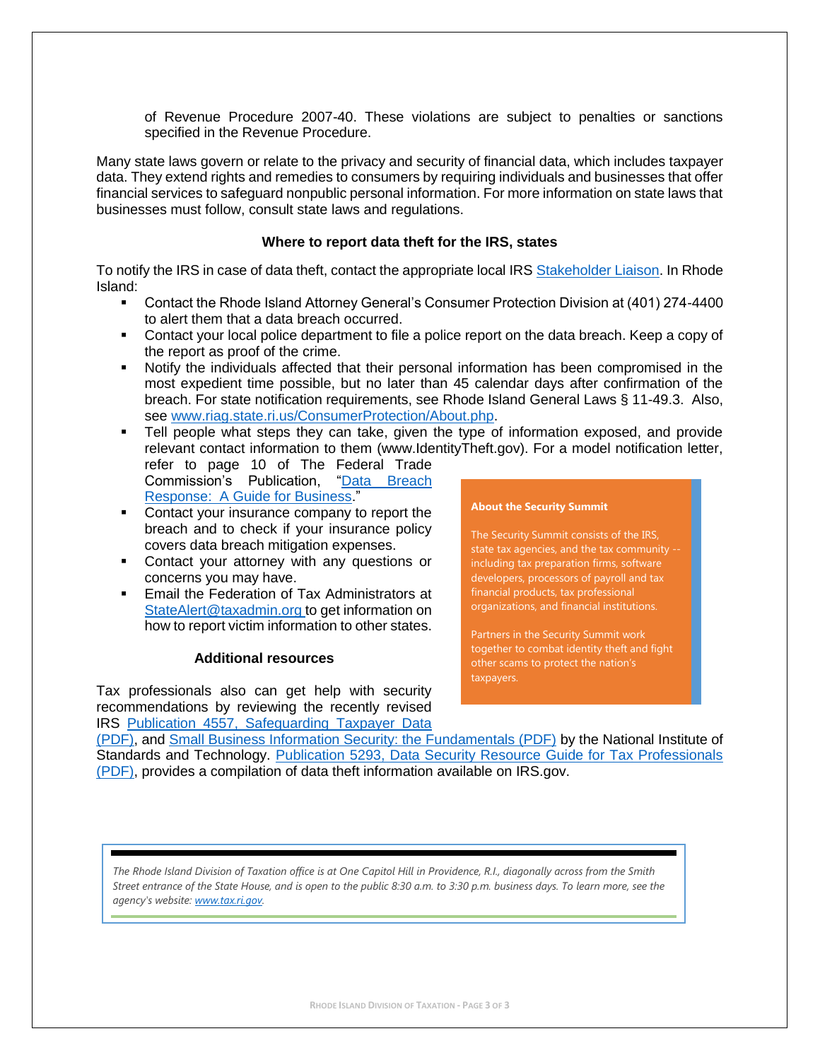of Revenue Procedure 2007-40. These violations are subject to penalties or sanctions specified in the Revenue Procedure.

Many state laws govern or relate to the privacy and security of financial data, which includes taxpayer data. They extend rights and remedies to consumers by requiring individuals and businesses that offer financial services to safeguard nonpublic personal information. For more information on state laws that businesses must follow, consult state laws and regulations.

### Where to report data theft for the IRS, states

To notify the IRS in case of data theft, contact the appropriate local IRS Stakeholder Liaison. In Rhode Island:

- Contact the Rhode Island Attorney General's Consumer Protection Division at (401) 274-4400 to alert them that a data breach occurred.
- Contact your local police department to file a police report on the data breach. Keep a copy of the report as proof of the crime.
- Notify the individuals affected that their personal information has been compromised in the most expedient time possible, but no later than 45 calendar days after confirmation of the breach. For state notification requirements, see Rhode Island General Laws § 11-49.3. Also, see www.riag.state.ri.us/ConsumerProtection/About.php.
- Tell people what steps they can take, given the type of information exposed, and provide relevant contact information to them (www.IdentityTheft.gov). For a model notification letter, refer to page 10 of The Federal Trade Commission's Publication, "Data Breach Response: A Guide for Business."
- Contact your insurance company to report the breach and to check if your insurance policy covers data breach mitigation expenses.
- Contact your attorney with any questions or concerns you may have.
- Email the Federation of Tax Administrators at StateAlert@taxadmin.org to get information on how to report victim information to other states.

**About the Security Summit**

The Security Summit consists of the IRS, state tax agencies, and the tax community -- including tax preparation firms, software developers, processors of payroll and tax financial products, tax professional organizations, and financial institutions.

Partners in the Security Summit work together to combat identity theft and fight other scams to protect the nation's taxpayers.

### Additional resources

Tax professionals also can get help with security recommendations by reviewing the recently revised IRS Publication 4557, Safeguarding Taxpayer Data (PDF), and Small Business Information Security: the Fundamentals (PDF) by the National Institute of Standards and Technology. Publication 5293, Data Security Resource Guide for Tax Professionals (PDF), provides a compilation of data theft information available on IRS.gov.

*The Rhode Island Division of Taxation office is at One Capitol Hill in Providence, R.I., diagonally across from the Smith Street entrance of the State House, and is open to the public 8:30 a.m. to 3:30 p.m. business days. To learn more, see the agency's website: www.tax.ri.gov.*